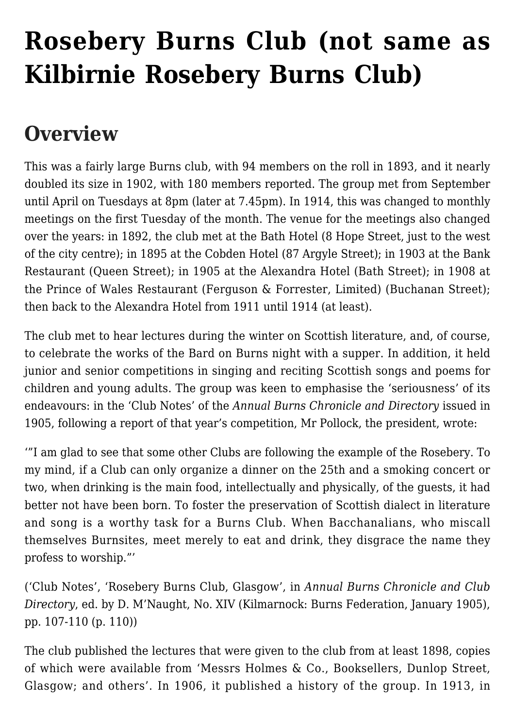# Rosebery Burns Club (not same as Kilbirnie Rosebery Burns Club)

## Overview

This was a fairly large Burns club, with 94 members on the roll in 1893, and it nearly doubled its size in 1902, with 180 members reported. The group met from September until April on Tuesdays at 8pm (later at 7.45pm). In 1914, this was changed to monthly meetings on the first Tuesday of the month. The venue for the meetings also changed over the years: in 1892, the club met at the Bath Hotel (8 Hope Street, just to the west of the city centre); in 1895 at the Cobden Hotel (87 Argyle Street); in 1903 at the Bank Restaurant (Queen Street); in 1905 at the Alexandra Hotel (Bath Street); in 1908 at the Prince of Wales Restaurant (Ferguson & Forrester, Limited) (Buchanan Street); then back to the Alexandra Hotel from 1911 until 1914 (at least).

The club met to hear lectures during the winter on Scottish literature, and, of course, to celebrate the works of the Bard on Burns night with a supper. In addition, it held junior and senior competitions in singing and reciting Scottish songs and poems for children and young adults. The group was keen to emphasise the 'seriousness' of its endeavours: in the 'Club Notes' of the *Annual Burns Chronicle and Directory* issued in 1905, following a report of that year's competition, Mr Pollock, the president, wrote:

'"I am glad to see that some other Clubs are following the example of the Rosebery. To my mind, if a Club can only organize a dinner on the 25th and a smoking concert or two, when drinking is the main food, intellectually and physically, of the guests, it had better not have been born. To foster the preservation of Scottish dialect in literature and song is a worthy task for a Burns Club. When Bacchanalians, who miscall themselves Burnsites, meet merely to eat and drink, they disgrace the name they profess to worship."'

('Club Notes', 'Rosebery Burns Club, Glasgow', in *Annual Burns Chronicle and Club Directory*, ed. by D. M'Naught, No. XIV (Kilmarnock: Burns Federation, January 1905), pp. 107-110 (p. 110))

The club published the lectures that were given to the club from at least 1898, copies of which were available from 'Messrs Holmes & Co., Booksellers, Dunlop Street, Glasgow; and others'. In 1906, it published a history of the group. In 1913, in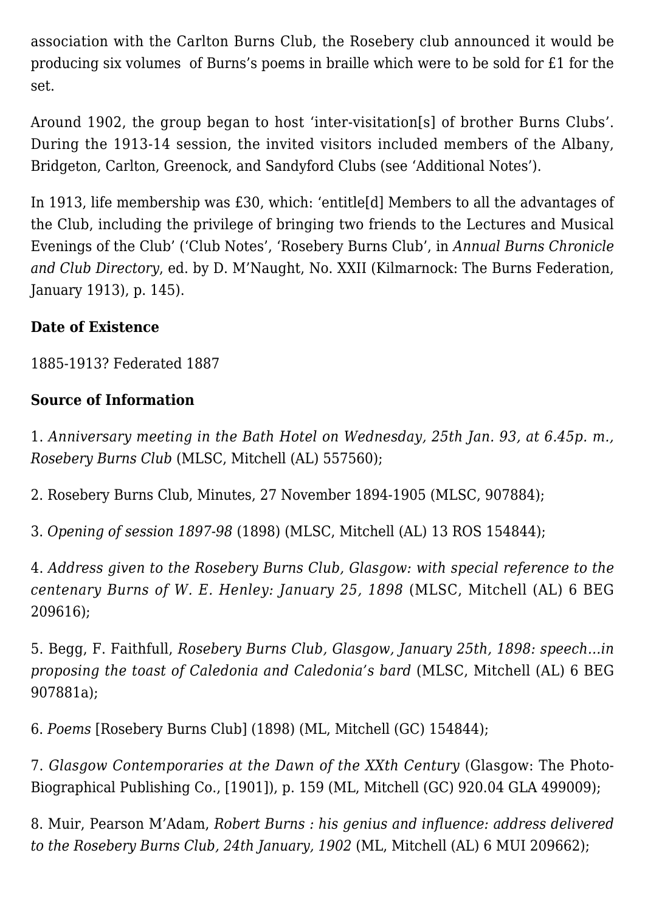association with the Carlton Burns Club, the Rosebery club announced it would be producing six volumes of Burns's poems in braille which were to be sold for £1 for the set.

Around 1902, the group began to host 'inter-visitation[s] of brother Burns Clubs'. During the 1913-14 session, the invited visitors included members of the Albany, Bridgeton, Carlton, Greenock, and Sandyford Clubs (see 'Additional Notes').

In 1913, life membership was £30, which: 'entitle[d] Members to all the advantages of the Club, including the privilege of bringing two friends to the Lectures and Musical Evenings of the Club' ('Club Notes', 'Rosebery Burns Club', in *Annual Burns Chronicle and Club Directory*, ed. by D. M'Naught, No. XXII (Kilmarnock: The Burns Federation, January 1913), p. 145).

**Date of Existence**

1885-1913? Federated 1887

**Source of Information**

1. *Anniversary meeting in the Bath Hotel on Wednesday, 25th Jan. 93, at 6.45p. m., Rosebery Burns Club* (MLSC, Mitchell (AL) 557560);

2. Rosebery Burns Club, Minutes, 27 November 1894-1905 (MLSC, 907884);

3. *Opening of session 1897-98* (1898) (MLSC, Mitchell (AL) 13 ROS 154844);

4. *Address given to the Rosebery Burns Club, Glasgow: with special reference to the centenary Burns of W. E. Henley: January 25, 1898* (MLSC, Mitchell (AL) 6 BEG 209616);

5. Begg, F. Faithfull, *Rosebery Burns Club, Glasgow, January 25th, 1898: speech…in proposing the toast of Caledonia and Caledonia's bard* (MLSC, Mitchell (AL) 6 BEG 907881a);

6. *Poems* [Rosebery Burns Club] (1898) (ML, Mitchell (GC) 154844);

7. *Glasgow Contemporaries at the Dawn of the XXth Century* (Glasgow: The Photo-Biographical Publishing Co., [1901]), p. 159 (ML, Mitchell (GC) 920.04 GLA 499009);

8. Muir, Pearson M'Adam, *Robert Burns : his genius and influence: address delivered to the Rosebery Burns Club, 24th January, 1902* (ML, Mitchell (AL) 6 MUI 209662);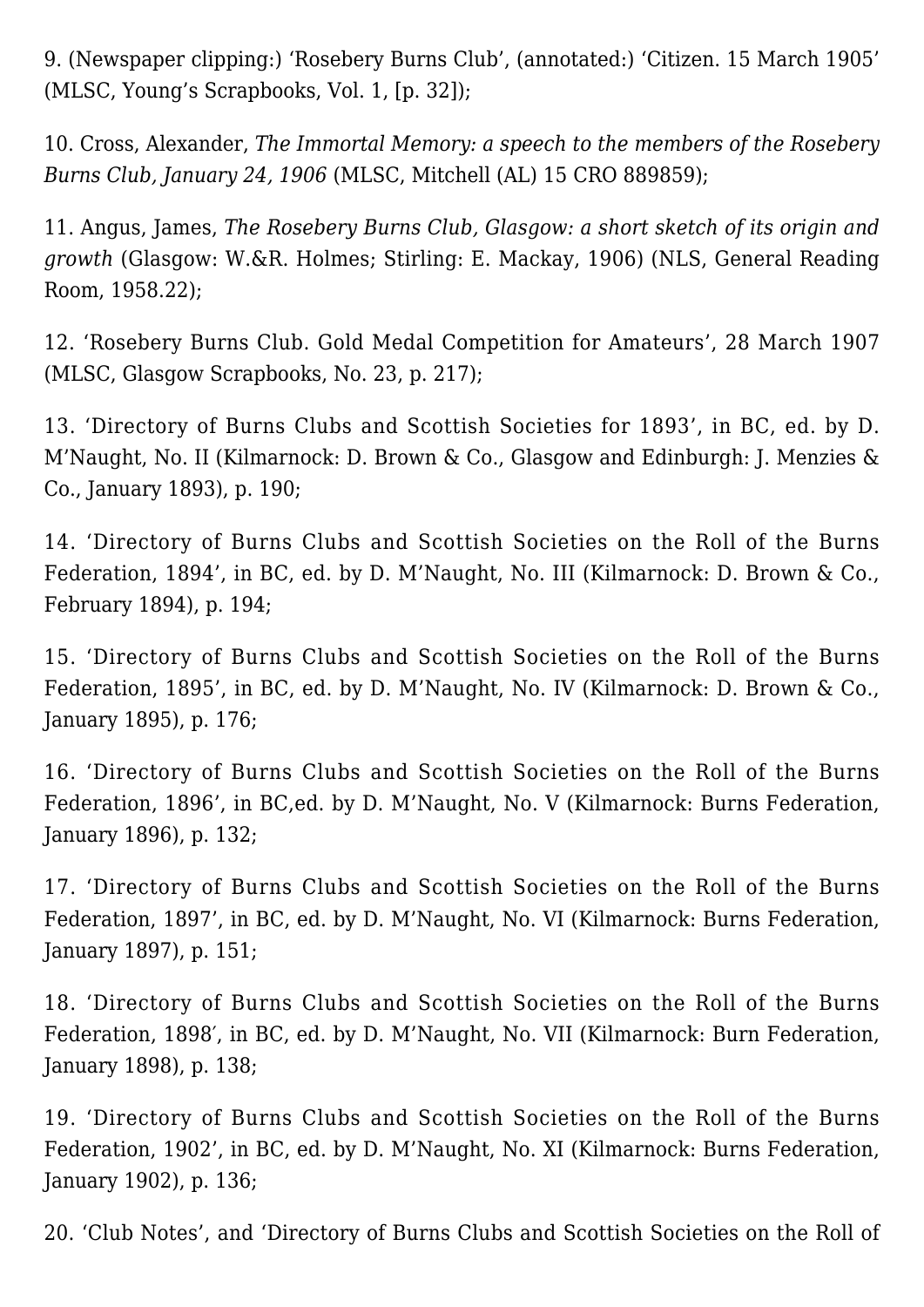9. (Newspaper clipping:) 'Rosebery Burns Club', (annotated:) 'Citizen. 15 March 1905' (MLSC, Young's Scrapbooks, Vol. 1, [p. 32]);

10. Cross, Alexander, *The Immortal Memory: a speech to the members of the Rosebery Burns Club, January 24, 1906* (MLSC, Mitchell (AL) 15 CRO 889859);

11. Angus, James, *The Rosebery Burns Club, Glasgow: a short sketch of its origin and growth* (Glasgow: W.&R. Holmes; Stirling: E. Mackay, 1906) (NLS, General Reading Room, 1958.22);

12. 'Rosebery Burns Club. Gold Medal Competition for Amateurs', 28 March 1907 (MLSC, Glasgow Scrapbooks, No. 23, p. 217);

13. 'Directory of Burns Clubs and Scottish Societies for 1893', in BC, ed. by D. M'Naught, No. II (Kilmarnock: D. Brown & Co., Glasgow and Edinburgh: J. Menzies & Co., January 1893), p. 190;

14. 'Directory of Burns Clubs and Scottish Societies on the Roll of the Burns Federation, 1894', in BC, ed. by D. M'Naught, No. III (Kilmarnock: D. Brown & Co., February 1894), p. 194;

15. 'Directory of Burns Clubs and Scottish Societies on the Roll of the Burns Federation, 1895', in BC, ed. by D. M'Naught, No. IV (Kilmarnock: D. Brown & Co., January 1895), p. 176;

16. 'Directory of Burns Clubs and Scottish Societies on the Roll of the Burns Federation, 1896', in BC,ed. by D. M'Naught, No. V (Kilmarnock: Burns Federation, January 1896), p. 132;

17. 'Directory of Burns Clubs and Scottish Societies on the Roll of the Burns Federation, 1897', in BC, ed. by D. M'Naught, No. VI (Kilmarnock: Burns Federation, January 1897), p. 151;

18. 'Directory of Burns Clubs and Scottish Societies on the Roll of the Burns Federation, 1898′, in BC, ed. by D. M'Naught, No. VII (Kilmarnock: Burn Federation, January 1898), p. 138;

19. 'Directory of Burns Clubs and Scottish Societies on the Roll of the Burns Federation, 1902', in BC, ed. by D. M'Naught, No. XI (Kilmarnock: Burns Federation, January 1902), p. 136;

20. 'Club Notes', and 'Directory of Burns Clubs and Scottish Societies on the Roll of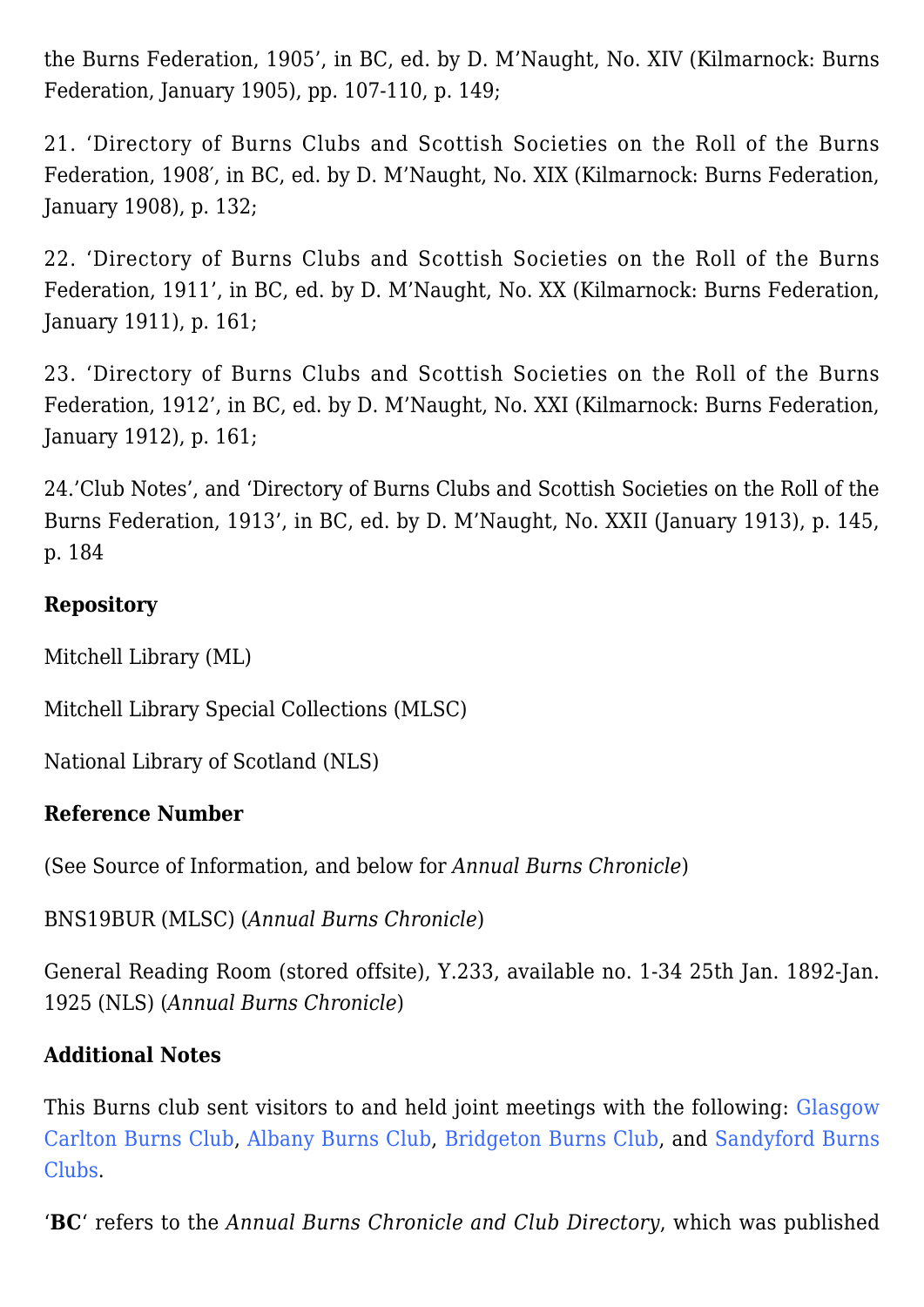the Burns Federation, 1905', in BC, ed. by D. M'Naught, No. XIV (Kilmarnock: Burns Federation, January 1905), pp. 107-110, p. 149;

21. 'Directory of Burns Clubs and Scottish Societies on the Roll of the Burns Federation, 1908′, in BC, ed. by D. M'Naught, No. XIX (Kilmarnock: Burns Federation, January 1908), p. 132;

22. 'Directory of Burns Clubs and Scottish Societies on the Roll of the Burns Federation, 1911', in BC, ed. by D. M'Naught, No. XX (Kilmarnock: Burns Federation, January 1911), p. 161;

23. 'Directory of Burns Clubs and Scottish Societies on the Roll of the Burns Federation, 1912', in BC, ed. by D. M'Naught, No. XXI (Kilmarnock: Burns Federation, January 1912), p. 161;

24.'Club Notes', and 'Directory of Burns Clubs and Scottish Societies on the Roll of the Burns Federation, 1913', in BC, ed. by D. M'Naught, No. XXII (January 1913), p. 145, p. 184

**Repository**

Mitchell Library (ML)

Mitchell Library Special Collections (MLSC)

National Library of Scotland (NLS)

**Reference Number**

(See Source of Information, and below for *Annual Burns Chronicle*)

BNS19BUR (MLSC) (*Annual Burns Chronicle*)

General Reading Room (stored offsite), Y.233, available no. 1-34 25th Jan. 1892-Jan. 1925 (NLS) (*Annual Burns Chronicle*)

**Additional Notes**

This Burns club sent visitors to and held joint meetings with the following: Glasgow Carlton Burns Club, Albany Burns Club, Bridgeton Burns Club, and Sandyford Burns Clubs.

'**BC**' refers to the *Annual Burns Chronicle and Club Directory*, which was published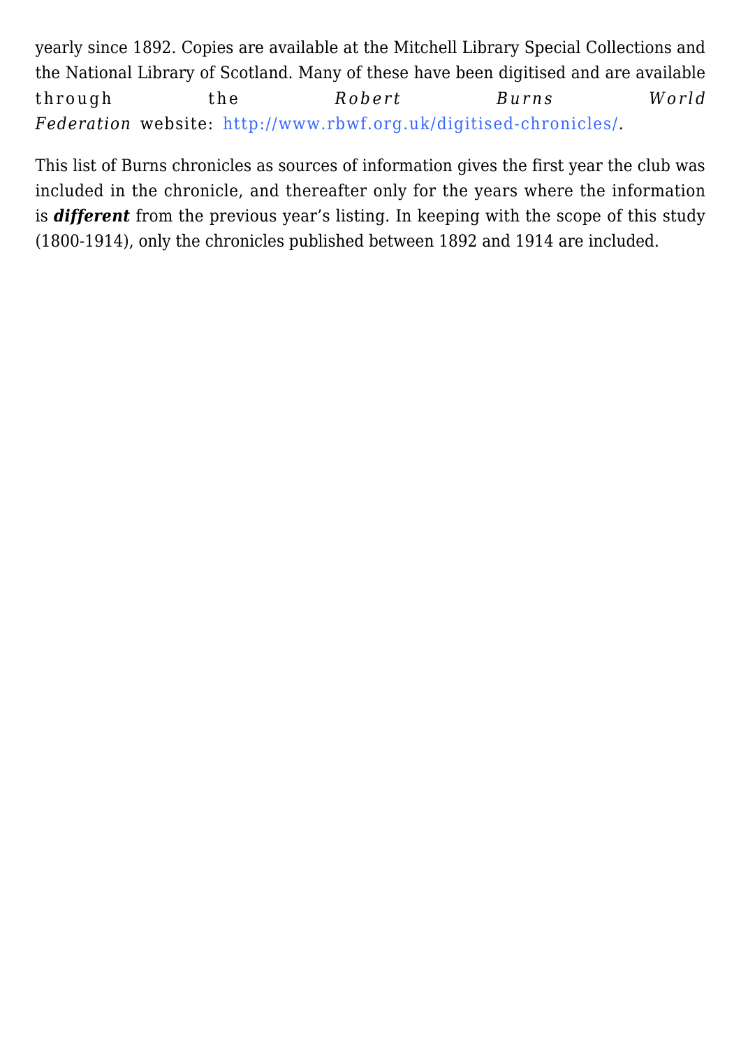yearly since 1892. Copies are available at the Mitchell Library Special Collections and the National Library of Scotland. Many of these have been digitised and are available through the *Robert Burns World Federation* website: http://www.rbwf.org.uk/digitised-chronicles/.

This list of Burns chronicles as sources of information gives the first year the club was included in the chronicle, and thereafter only for the years where the information is ***different*** from the previous year's listing. In keeping with the scope of this study (1800-1914), only the chronicles published between 1892 and 1914 are included.